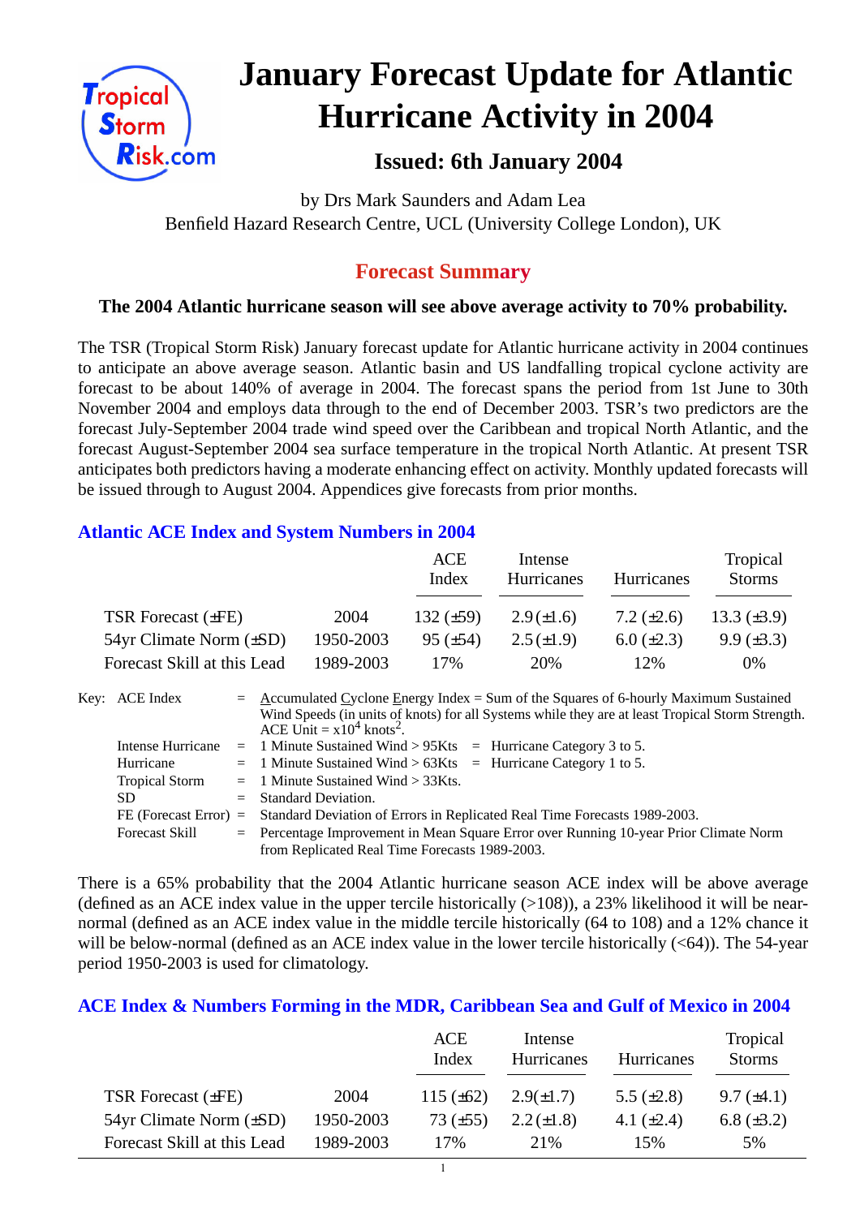# January Forecast Update for Atlantic Hurricane Activity in 2004

## Issued: 6th January 2004

by Drs Mark Saunders and Adam Lea
Benfield Hazard Research Centre, UCL (University College London), UK

## Forecast Summary

**The 2004 Atlantic hurricane season will see above average activity to 70% probability.**

The TSR (Tropical Storm Risk) January forecast update for Atlantic hurricane activity in 2004 continues to anticipate an above average season. Atlantic basin and US landfalling tropical cyclone activity are forecast to be about 140% of average in 2004. The forecast spans the period from 1st June to 30th November 2004 and employs data through to the end of December 2003. TSR's two predictors are the forecast July-September 2004 trade wind speed over the Caribbean and tropical North Atlantic, and the forecast August-September 2004 sea surface temperature in the tropical North Atlantic. At present TSR anticipates both predictors having a moderate enhancing effect on activity. Monthly updated forecasts will be issued through to August 2004. Appendices give forecasts from prior months.

### Atlantic ACE Index and System Numbers in 2004

| | | ACE Index | Intense Hurricanes | Hurricanes | Tropical Storms |
|---|---|---|---|---|---|
| TSR Forecast (±FE) | 2004 | 132 (±59) | 2.9 (±1.6) | 7.2 (±2.6) | 13.3 (±3.9) |
| 54yr Climate Norm (±SD) | 1950-2003 | 95 (±54) | 2.5 (±1.9) | 6.0 (±2.3) | 9.9 (±3.3) |
| Forecast Skill at this Lead | 1989-2003 | 17% | 20% | 12% | 0% |

Key:
- ACE Index = Accumulated Cyclone Energy Index = Sum of the Squares of 6-hourly Maximum Sustained Wind Speeds (in units of knots) for all Systems while they are at least Tropical Storm Strength. ACE Unit = $x10^4$ $knots^2$.
- Intense Hurricane = 1 Minute Sustained Wind > 95Kts = Hurricane Category 3 to 5.
- Hurricane = 1 Minute Sustained Wind > 63Kts = Hurricane Category 1 to 5.
- Tropical Storm = 1 Minute Sustained Wind > 33Kts.
- SD = Standard Deviation.
- FE (Forecast Error) = Standard Deviation of Errors in Replicated Real Time Forecasts 1989-2003.
- Forecast Skill = Percentage Improvement in Mean Square Error over Running 10-year Prior Climate Norm from Replicated Real Time Forecasts 1989-2003.

There is a 65% probability that the 2004 Atlantic hurricane season ACE index will be above average (defined as an ACE index value in the upper tercile historically (>108)), a 23% likelihood it will be near-normal (defined as an ACE index value in the middle tercile historically (64 to 108) and a 12% chance it will be below-normal (defined as an ACE index value in the lower tercile historically (<64)). The 54-year period 1950-2003 is used for climatology.

### ACE Index & Numbers Forming in the MDR, Caribbean Sea and Gulf of Mexico in 2004

| | | ACE Index | Intense Hurricanes | Hurricanes | Tropical Storms |
|---|---|---|---|---|---|
| TSR Forecast (±FE) | 2004 | 115 (±62) | 2.9(±1.7) | 5.5 (±2.8) | 9.7 (±4.1) |
| 54yr Climate Norm (±SD) | 1950-2003 | 73 (±55) | 2.2 (±1.8) | 4.1 (±2.4) | 6.8 (±3.2) |
| Forecast Skill at this Lead | 1989-2003 | 17% | 21% | 15% | 5% |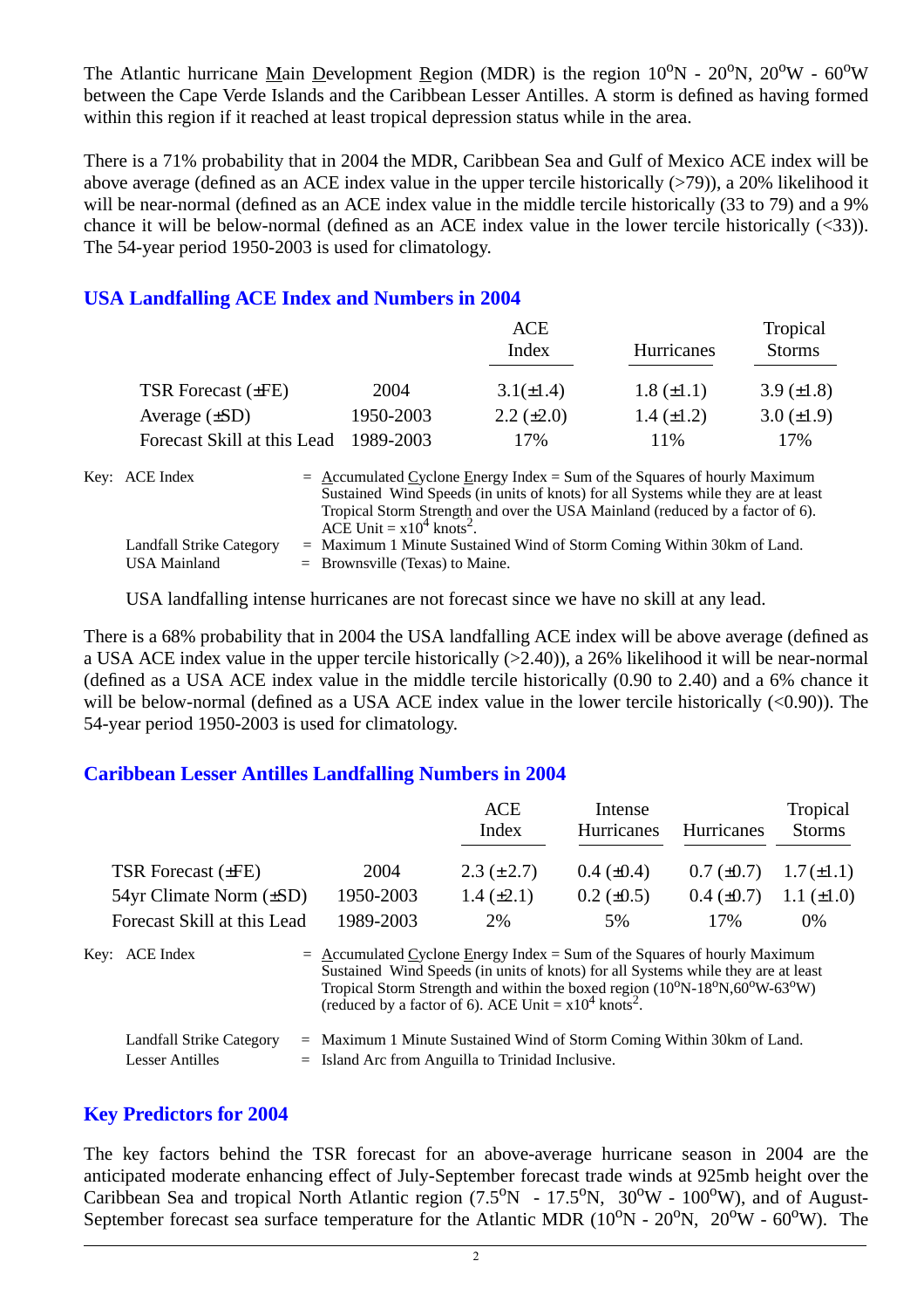The Atlantic hurricane Main Development Region (MDR) is the region $10^oN$ - $20^oN$, $20^oW$ - $60^oW$ between the Cape Verde Islands and the Caribbean Lesser Antilles. A storm is defined as having formed within this region if it reached at least tropical depression status while in the area.

There is a 71% probability that in 2004 the MDR, Caribbean Sea and Gulf of Mexico ACE index will be above average (defined as an ACE index value in the upper tercile historically (>79)), a 20% likelihood it will be near-normal (defined as an ACE index value in the middle tercile historically (33 to 79) and a 9% chance it will be below-normal (defined as an ACE index value in the lower tercile historically (<33)). The 54-year period 1950-2003 is used for climatology.

## USA Landfalling ACE Index and Numbers in 2004

| | | ACE Index | Hurricanes | Tropical Storms |
|---|---|---|---|---|
| TSR Forecast (±FE) | 2004 | 3.1(±1.4) | 1.8 (±1.1) | 3.9 (±1.8) |
| Average (±SD) | 1950-2003 | 2.2 (±2.0) | 1.4 (±1.2) | 3.0 (±1.9) |
| Forecast Skill at this Lead | 1989-2003 | 17% | 11% | 17% |

Key: ACE Index = Accumulated Cyclone Energy Index = Sum of the Squares of hourly Maximum Sustained Wind Speeds (in units of knots) for all Systems while they are at least Tropical Storm Strength and over the USA Mainland (reduced by a factor of 6). ACE Unit = $x10^4$ knots$^2$.

Landfall Strike Category = Maximum 1 Minute Sustained Wind of Storm Coming Within 30km of Land.
USA Mainland = Brownsville (Texas) to Maine.

USA landfalling intense hurricanes are not forecast since we have no skill at any lead.

There is a 68% probability that in 2004 the USA landfalling ACE index will be above average (defined as a USA ACE index value in the upper tercile historically (>2.40)), a 26% likelihood it will be near-normal (defined as a USA ACE index value in the middle tercile historically (0.90 to 2.40) and a 6% chance it will be below-normal (defined as a USA ACE index value in the lower tercile historically (<0.90)). The 54-year period 1950-2003 is used for climatology.

## Caribbean Lesser Antilles Landfalling Numbers in 2004

| | | ACE Index | Intense Hurricanes | Hurricanes | Tropical Storms |
|---|---|---|---|---|---|
| TSR Forecast (±FE) | 2004 | 2.3 (±2.7) | 0.4 (±0.4) | 0.7 (±0.7) | 1.7 (±1.1) |
| 54yr Climate Norm (±SD) | 1950-2003 | 1.4 (±2.1) | 0.2 (±0.5) | 0.4 (±0.7) | 1.1 (±1.0) |
| Forecast Skill at this Lead | 1989-2003 | 2% | 5% | 17% | 0% |

Key: ACE Index = Accumulated Cyclone Energy Index = Sum of the Squares of hourly Maximum Sustained Wind Speeds (in units of knots) for all Systems while they are at least Tropical Storm Strength and within the boxed region ($10^oN$-$18^oN$,$60^oW$-$63^oW$) (reduced by a factor of 6). ACE Unit = $x10^4$ knots$^2$.

Landfall Strike Category = Maximum 1 Minute Sustained Wind of Storm Coming Within 30km of Land.
Lesser Antilles = Island Arc from Anguilla to Trinidad Inclusive.

## Key Predictors for 2004

The key factors behind the TSR forecast for an above-average hurricane season in 2004 are the anticipated moderate enhancing effect of July-September forecast trade winds at 925mb height over the Caribbean Sea and tropical North Atlantic region ($7.5^oN$ - $17.5^oN$, $30^oW$ - $100^oW$), and of August-September forecast sea surface temperature for the Atlantic MDR ($10^oN$ - $20^oN$, $20^oW$ - $60^oW$). The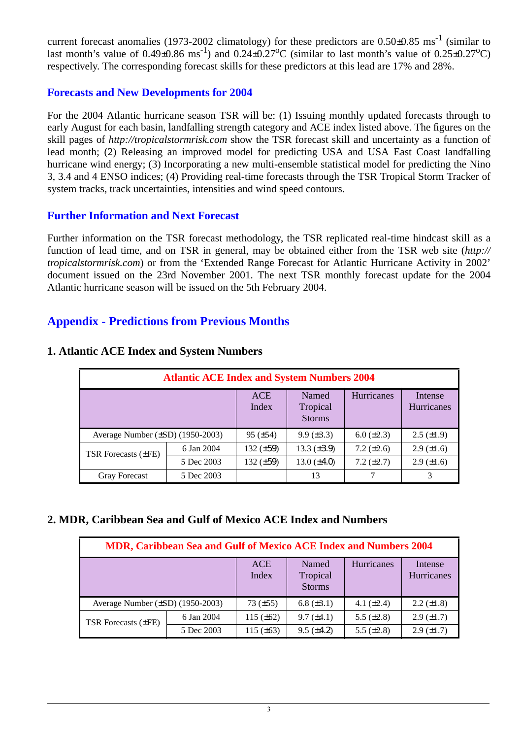current forecast anomalies (1973-2002 climatology) for these predictors are 0.50±0.85 $ms^{-1}$ (similar to last month's value of 0.49±0.86 $ms^{-1}$) and 0.24±0.27°C (similar to last month's value of 0.25±0.27°C) respectively. The corresponding forecast skills for these predictors at this lead are 17% and 28%.

## Forecasts and New Developments for 2004

For the 2004 Atlantic hurricane season TSR will be: (1) Issuing monthly updated forecasts through to early August for each basin, landfalling strength category and ACE index listed above. The figures on the skill pages of *http://tropicalstormrisk.com* show the TSR forecast skill and uncertainty as a function of lead month; (2) Releasing an improved model for predicting USA and USA East Coast landfalling hurricane wind energy; (3) Incorporating a new multi-ensemble statistical model for predicting the Nino 3, 3.4 and 4 ENSO indices; (4) Providing real-time forecasts through the TSR Tropical Storm Tracker of system tracks, track uncertainties, intensities and wind speed contours.

## Further Information and Next Forecast

Further information on the TSR forecast methodology, the TSR replicated real-time hindcast skill as a function of lead time, and on TSR in general, may be obtained either from the TSR web site (*http://tropicalstormrisk.com*) or from the 'Extended Range Forecast for Atlantic Hurricane Activity in 2002' document issued on the 23rd November 2001. The next TSR monthly forecast update for the 2004 Atlantic hurricane season will be issued on the 5th February 2004.

## Appendix - Predictions from Previous Months

### 1. Atlantic ACE Index and System Numbers

| Atlantic ACE Index and System Numbers 2004 | | | | | |
|---|---|---|---|---|---|
| | | ACE Index | Named Tropical Storms | Hurricanes | Intense Hurricanes |
| Average Number (±SD) (1950-2003) | | 95 (±54) | 9.9 (±3.3) | 6.0 (±2.3) | 2.5 (±1.9) |
| TSR Forecasts (±FE) | 6 Jan 2004 | 132 (±59) | 13.3 (±3.9) | 7.2 (±2.6) | 2.9 (±1.6) |
| | 5 Dec 2003 | 132 (±59) | 13.0 (±4.0) | 7.2 (±2.7) | 2.9 (±1.6) |
| Gray Forecast | 5 Dec 2003 | | 13 | 7 | 3 |

### 2. MDR, Caribbean Sea and Gulf of Mexico ACE Index and Numbers

| MDR, Caribbean Sea and Gulf of Mexico ACE Index and Numbers 2004 | | | | | |
|---|---|---|---|---|---|
| | | ACE Index | Named Tropical Storms | Hurricanes | Intense Hurricanes |
| Average Number (±SD) (1950-2003) | | 73 (±55) | 6.8 (±3.1) | 4.1 (±2.4) | 2.2 (±1.8) |
| TSR Forecasts (±FE) | 6 Jan 2004 | 115 (±62) | 9.7 (±4.1) | 5.5 (±2.8) | 2.9 (±1.7) |
| | 5 Dec 2003 | 115 (±63) | 9.5 (±4.2) | 5.5 (±2.8) | 2.9 (±1.7) |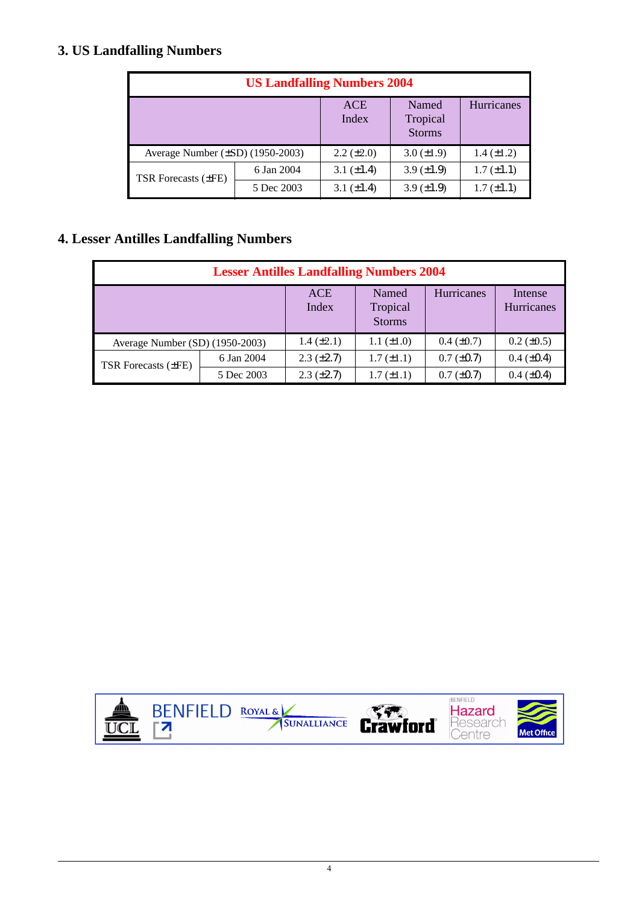## 3. US Landfalling Numbers

| US Landfalling Numbers 2004 | | | | |
|---|---|---|---|---|
| | | ACE Index | Named Tropical Storms | Hurricanes |
| Average Number (±SD) (1950-2003) | | 2.2 (±2.0) | 3.0 (±1.9) | 1.4 (±1.2) |
| TSR Forecasts (±FE) | 6 Jan 2004 | 3.1 (±1.4) | 3.9 (±1.9) | 1.7 (±1.1) |
| | 5 Dec 2003 | 3.1 (±1.4) | 3.9 (±1.9) | 1.7 (±1.1) |

## 4. Lesser Antilles Landfalling Numbers

| Lesser Antilles Landfalling Numbers 2004 | | | | | |
|---|---|---|---|---|---|
| | | ACE Index | Named Tropical Storms | Hurricanes | Intense Hurricanes |
| Average Number (SD) (1950-2003) | | 1.4 (±2.1) | 1.1 (±1.0) | 0.4 (±0.7) | 0.2 (±0.5) |
| TSR Forecasts (±FE) | 6 Jan 2004 | 2.3 (±2.7) | 1.7 (±1.1) | 0.7 (±0.7) | 0.4 (±0.4) |
| | 5 Dec 2003 | 2.3 (±2.7) | 1.7 (±1.1) | 0.7 (±0.7) | 0.4 (±0.4) |

UCL BENFIELD ROYAL & SUNALLIANCE Crawford BENFIELD Hazard Research Centre Met Office